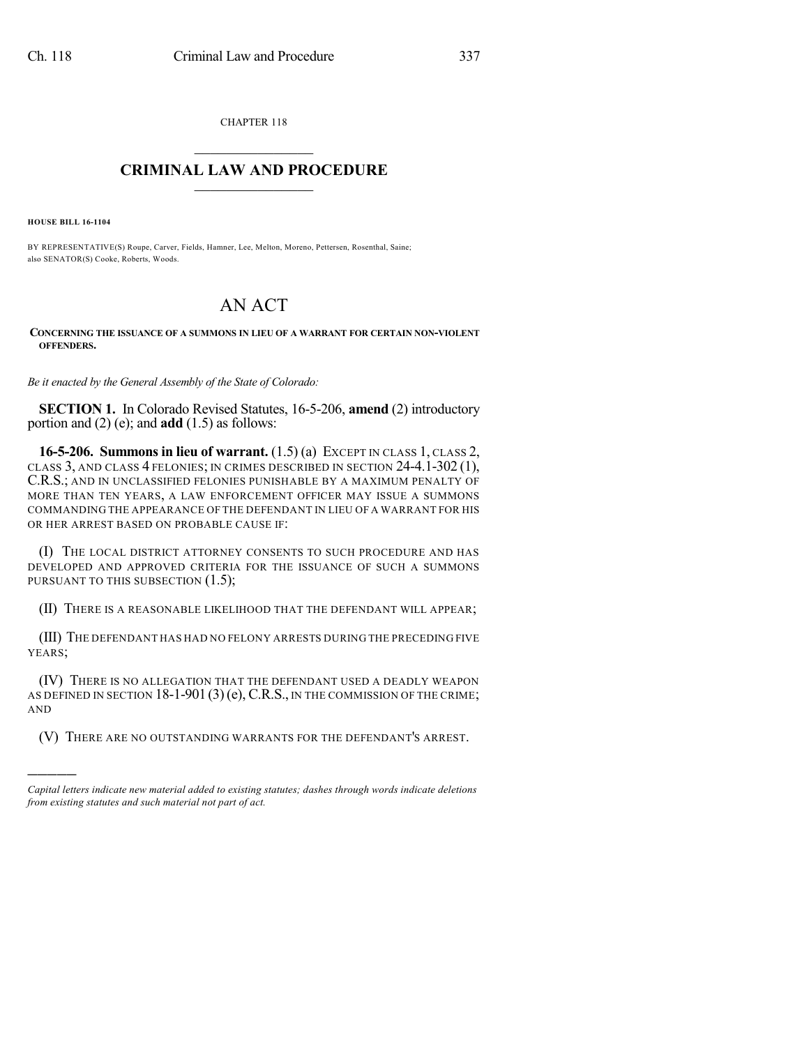CHAPTER 118

# CRIMINAL LAW AND PROCEDURE

**HOUSE BILL 16-1104**

BY REPRESENTATIVE(S) Roupe, Carver, Fields, Hamner, Lee, Melton, Moreno, Pettersen, Rosenthal, Saine; also SENATOR(S) Cooke, Roberts, Woods.

# AN ACT

**CONCERNING THE ISSUANCE OF A SUMMONS IN LIEU OF A WARRANT FOR CERTAIN NON-VIOLENT OFFENDERS.**

*Be it enacted by the General Assembly of the State of Colorado:*

**SECTION 1.** In Colorado Revised Statutes, 16-5-206, **amend** (2) introductory portion and (2) (e); and **add** (1.5) as follows:

**16-5-206. Summons in lieu of warrant.** (1.5) (a) EXCEPT IN CLASS 1, CLASS 2, CLASS 3, AND CLASS 4 FELONIES; IN CRIMES DESCRIBED IN SECTION 24-4.1-302 (1), C.R.S.; AND IN UNCLASSIFIED FELONIES PUNISHABLE BY A MAXIMUM PENALTY OF MORE THAN TEN YEARS, A LAW ENFORCEMENT OFFICER MAY ISSUE A SUMMONS COMMANDING THE APPEARANCE OF THE DEFENDANT IN LIEU OF A WARRANT FOR HIS OR HER ARREST BASED ON PROBABLE CAUSE IF:

(I) THE LOCAL DISTRICT ATTORNEY CONSENTS TO SUCH PROCEDURE AND HAS DEVELOPED AND APPROVED CRITERIA FOR THE ISSUANCE OF SUCH A SUMMONS PURSUANT TO THIS SUBSECTION (1.5);

(II) THERE IS A REASONABLE LIKELIHOOD THAT THE DEFENDANT WILL APPEAR;

(III) THE DEFENDANT HAS HAD NO FELONY ARRESTS DURING THE PRECEDING FIVE YEARS;

(IV) THERE IS NO ALLEGATION THAT THE DEFENDANT USED A DEADLY WEAPON AS DEFINED IN SECTION 18-1-901 (3) (e), C.R.S., IN THE COMMISSION OF THE CRIME; AND

(V) THERE ARE NO OUTSTANDING WARRANTS FOR THE DEFENDANT'S ARREST.

---

*Capital letters indicate new material added to existing statutes; dashes through words indicate deletions from existing statutes and such material not part of act.*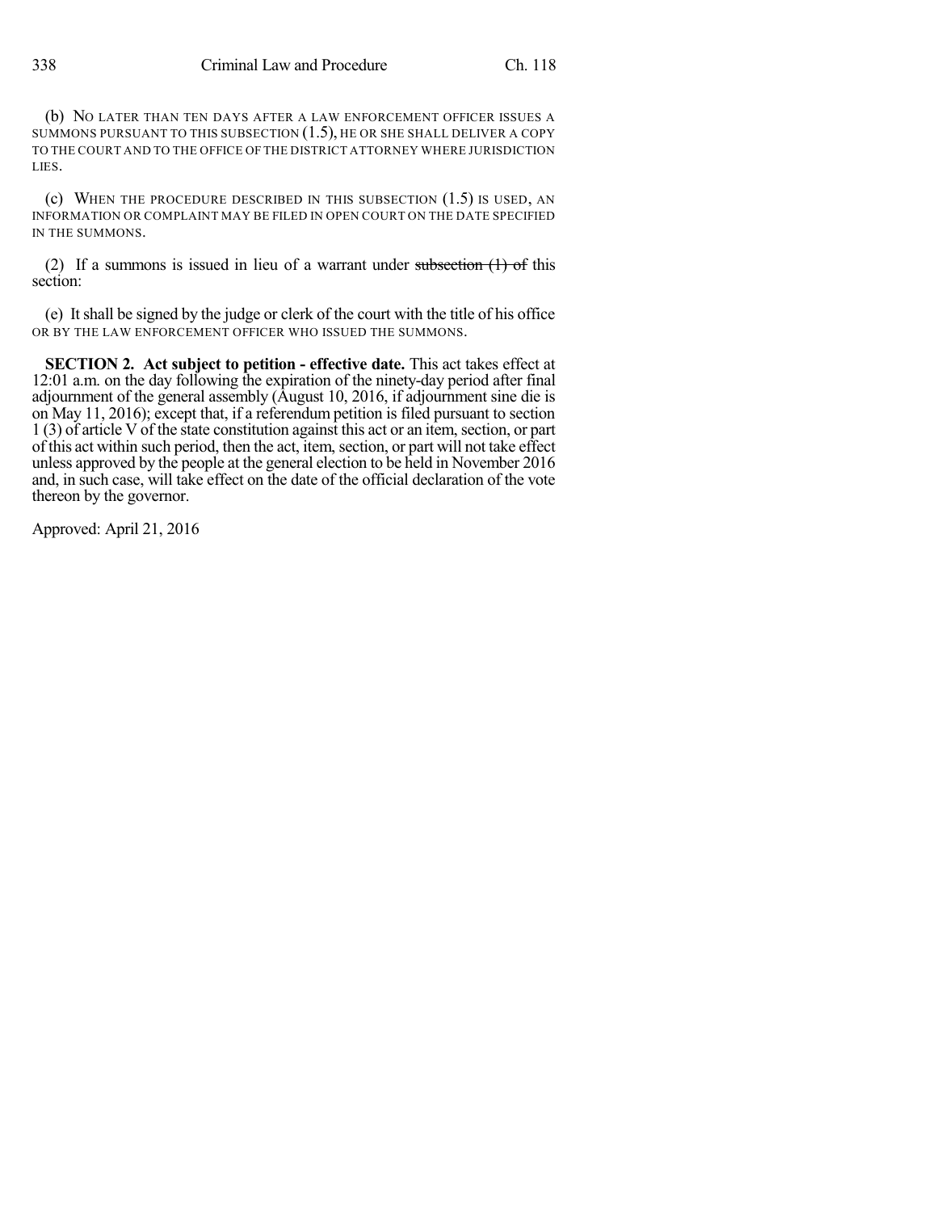(b) NO LATER THAN TEN DAYS AFTER A LAW ENFORCEMENT OFFICER ISSUES A SUMMONS PURSUANT TO THIS SUBSECTION (1.5), HE OR SHE SHALL DELIVER A COPY TO THE COURT AND TO THE OFFICE OF THE DISTRICT ATTORNEY WHERE JURISDICTION LIES.

(c) WHEN THE PROCEDURE DESCRIBED IN THIS SUBSECTION (1.5) IS USED, AN INFORMATION OR COMPLAINT MAY BE FILED IN OPEN COURT ON THE DATE SPECIFIED IN THE SUMMONS.

(2) If a summons is issued in lieu of a warrant under ~~subsection (1) of~~ this section:

(e) It shall be signed by the judge or clerk of the court with the title of his office OR BY THE LAW ENFORCEMENT OFFICER WHO ISSUED THE SUMMONS.

**SECTION 2. Act subject to petition - effective date.** This act takes effect at 12:01 a.m. on the day following the expiration of the ninety-day period after final adjournment of the general assembly (August 10, 2016, if adjournment sine die is on May 11, 2016); except that, if a referendum petition is filed pursuant to section 1 (3) of article V of the state constitution against this act or an item, section, or part of this act within such period, then the act, item, section, or part will not take effect unless approved by the people at the general election to be held in November 2016 and, in such case, will take effect on the date of the official declaration of the vote thereon by the governor.

Approved: April 21, 2016